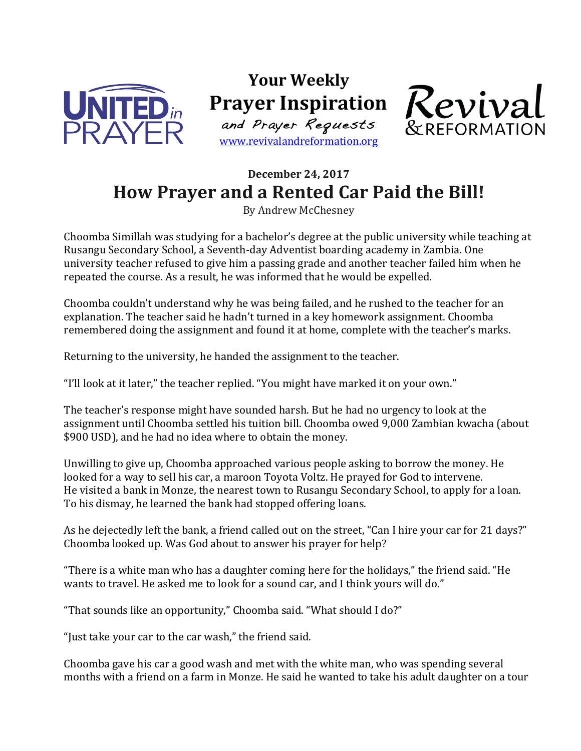**Your Weekly**
**Prayer Inspiration**
*and Prayer Requests*
www.revivalandreformation.org

**December 24, 2017**

# How Prayer and a Rented Car Paid the Bill!

By Andrew McChesney

Choomba Simillah was studying for a bachelor's degree at the public university while teaching at Rusangu Secondary School, a Seventh-day Adventist boarding academy in Zambia. One university teacher refused to give him a passing grade and another teacher failed him when he repeated the course. As a result, he was informed that he would be expelled.

Choomba couldn't understand why he was being failed, and he rushed to the teacher for an explanation. The teacher said he hadn't turned in a key homework assignment. Choomba remembered doing the assignment and found it at home, complete with the teacher's marks.

Returning to the university, he handed the assignment to the teacher.

"I'll look at it later," the teacher replied. "You might have marked it on your own."

The teacher's response might have sounded harsh. But he had no urgency to look at the assignment until Choomba settled his tuition bill. Choomba owed 9,000 Zambian kwacha (about $900 USD), and he had no idea where to obtain the money.

Unwilling to give up, Choomba approached various people asking to borrow the money. He looked for a way to sell his car, a maroon Toyota Voltz. He prayed for God to intervene. He visited a bank in Monze, the nearest town to Rusangu Secondary School, to apply for a loan. To his dismay, he learned the bank had stopped offering loans.

As he dejectedly left the bank, a friend called out on the street, "Can I hire your car for 21 days?" Choomba looked up. Was God about to answer his prayer for help?

"There is a white man who has a daughter coming here for the holidays," the friend said. "He wants to travel. He asked me to look for a sound car, and I think yours will do."

"That sounds like an opportunity," Choomba said. "What should I do?"

"Just take your car to the car wash," the friend said.

Choomba gave his car a good wash and met with the white man, who was spending several months with a friend on a farm in Monze. He said he wanted to take his adult daughter on a tour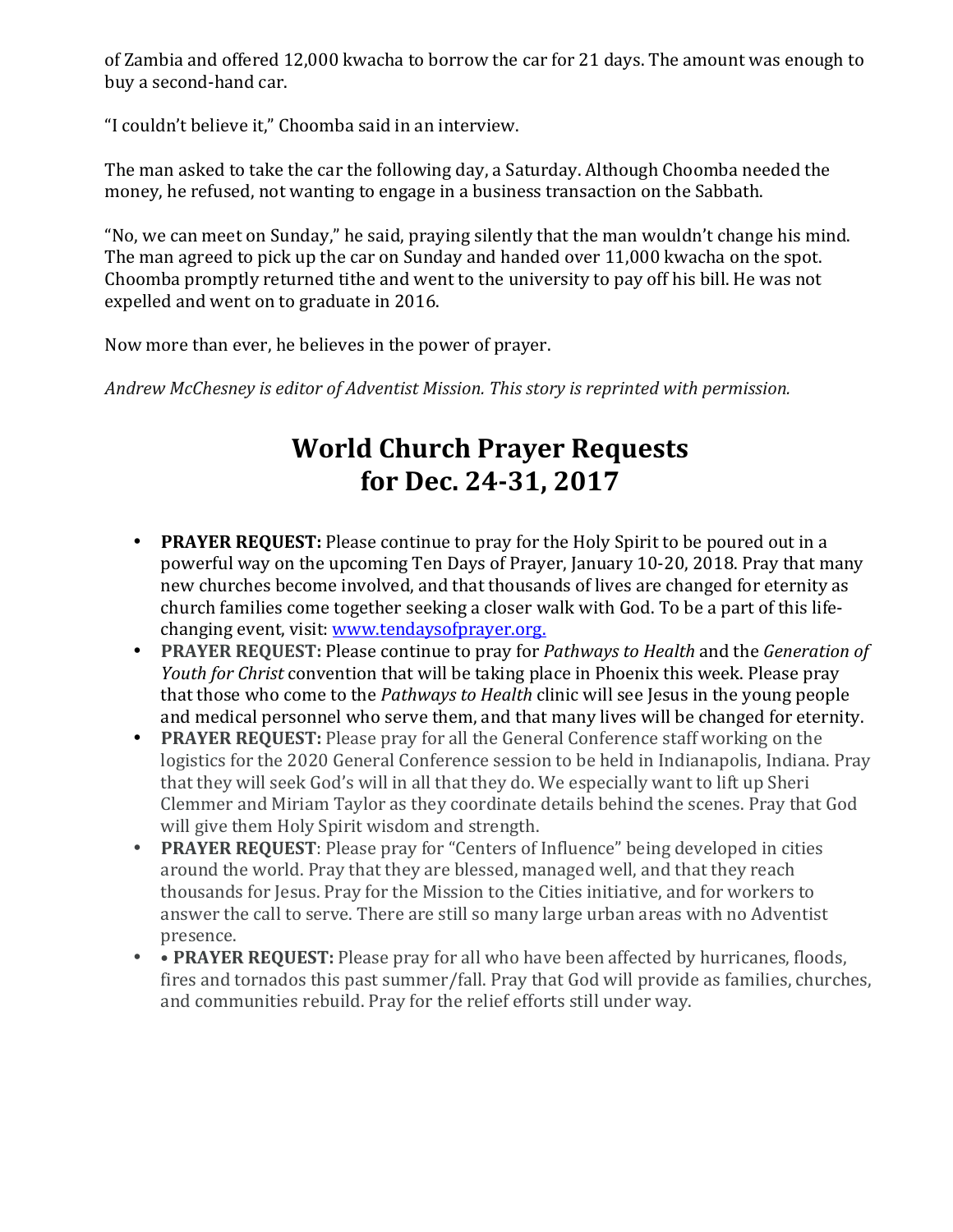of Zambia and offered 12,000 kwacha to borrow the car for 21 days. The amount was enough to buy a second-hand car.

"I couldn't believe it," Choomba said in an interview.

The man asked to take the car the following day, a Saturday. Although Choomba needed the money, he refused, not wanting to engage in a business transaction on the Sabbath.

"No, we can meet on Sunday," he said, praying silently that the man wouldn't change his mind. The man agreed to pick up the car on Sunday and handed over 11,000 kwacha on the spot. Choomba promptly returned tithe and went to the university to pay off his bill. He was not expelled and went on to graduate in 2016.

Now more than ever, he believes in the power of prayer.

*Andrew McChesney is editor of Adventist Mission. This story is reprinted with permission.*

## World Church Prayer Requests for Dec. 24-31, 2017

- **PRAYER REQUEST:** Please continue to pray for the Holy Spirit to be poured out in a powerful way on the upcoming Ten Days of Prayer, January 10-20, 2018. Pray that many new churches become involved, and that thousands of lives are changed for eternity as church families come together seeking a closer walk with God. To be a part of this life-changing event, visit: [www.tendaysofprayer.org.](http://www.tendaysofprayer.org)
- **PRAYER REQUEST:** Please continue to pray for *Pathways to Health* and the *Generation of Youth for Christ* convention that will be taking place in Phoenix this week. Please pray that those who come to the *Pathways to Health* clinic will see Jesus in the young people and medical personnel who serve them, and that many lives will be changed for eternity.
- **PRAYER REQUEST:** Please pray for all the General Conference staff working on the logistics for the 2020 General Conference session to be held in Indianapolis, Indiana. Pray that they will seek God's will in all that they do. We especially want to lift up Sheri Clemmer and Miriam Taylor as they coordinate details behind the scenes. Pray that God will give them Holy Spirit wisdom and strength.
- **PRAYER REQUEST**: Please pray for "Centers of Influence" being developed in cities around the world. Pray that they are blessed, managed well, and that they reach thousands for Jesus. Pray for the Mission to the Cities initiative, and for workers to answer the call to serve. There are still so many large urban areas with no Adventist presence.
- • **PRAYER REQUEST:** Please pray for all who have been affected by hurricanes, floods, fires and tornados this past summer/fall. Pray that God will provide as families, churches, and communities rebuild. Pray for the relief efforts still under way.